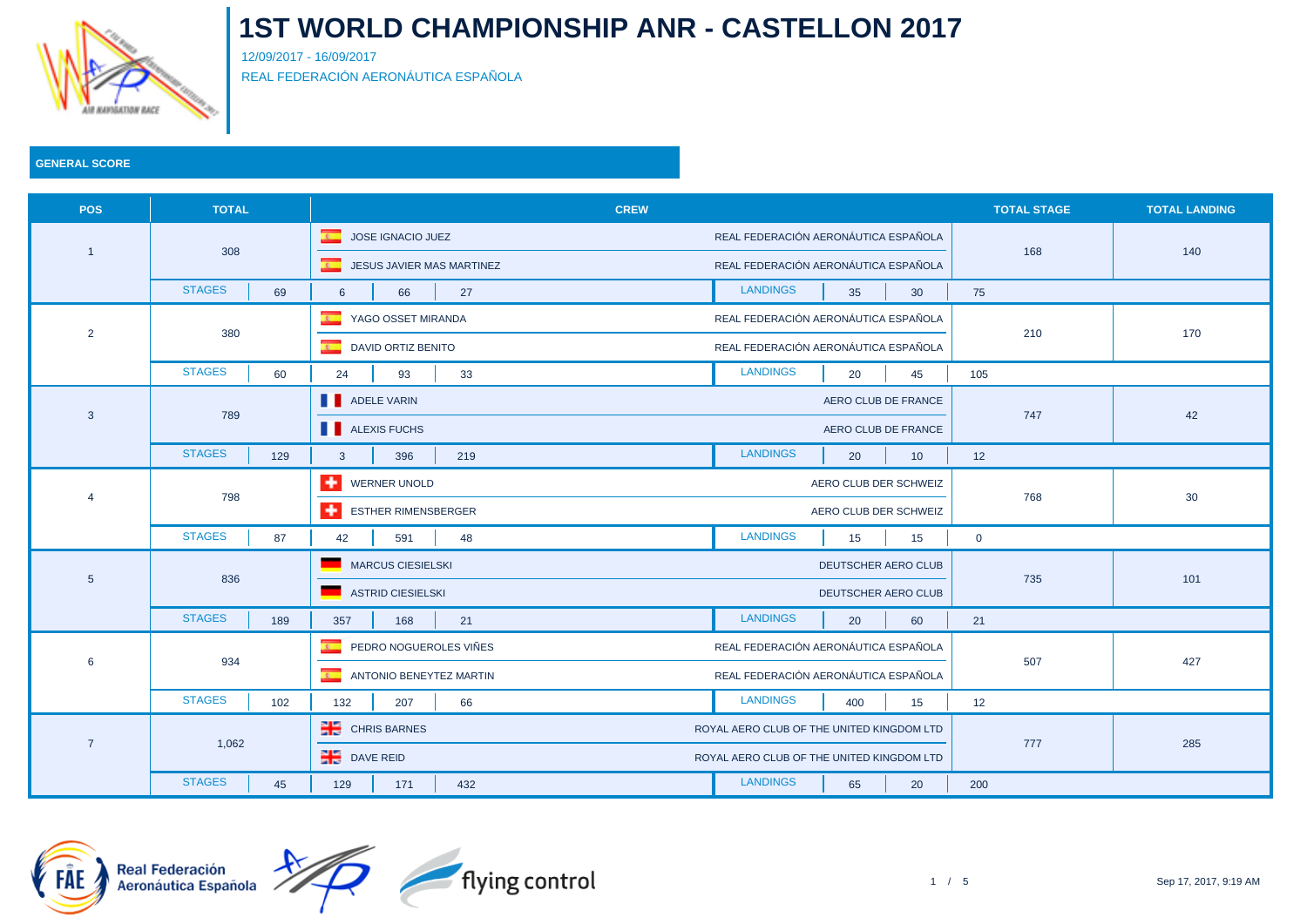# 1ST WORLD CHAMPIONSHIP ANR - CASTELLON 2017

12/09/2017 - 16/09/2017

REAL FEDERACIÓN AERONÁUTICA ESPAÑOLA

## GENERAL SCORE

| POS | TOTAL | CREW | | TOTAL STAGE | TOTAL LANDING |
|---|---|---|---|---|---|
| 1 | 308 | JOSE IGNACIO JUEZ | REAL FEDERACIÓN AERONÁUTICA ESPAÑOLA | 168 | 140 |
| | | JESUS JAVIER MAS MARTINEZ | REAL FEDERACIÓN AERONÁUTICA ESPAÑOLA | | |
| | STAGES 69 | 6 / 66 / 27 | LANDINGS 35 / 30 / 75 | | |
| 2 | 380 | YAGO OSSET MIRANDA | REAL FEDERACIÓN AERONÁUTICA ESPAÑOLA | 210 | 170 |
| | | DAVID ORTIZ BENITO | REAL FEDERACIÓN AERONÁUTICA ESPAÑOLA | | |
| | STAGES 60 | 24 / 93 / 33 | LANDINGS 20 / 45 / 105 | | |
| 3 | 789 | ADELE VARIN | AERO CLUB DE FRANCE | 747 | 42 |
| | | ALEXIS FUCHS | AERO CLUB DE FRANCE | | |
| | STAGES 129 | 3 / 396 / 219 | LANDINGS 20 / 10 / 12 | | |
| 4 | 798 | WERNER UNOLD | AERO CLUB DER SCHWEIZ | 768 | 30 |
| | | ESTHER RIMENSBERGER | AERO CLUB DER SCHWEIZ | | |
| | STAGES 87 | 42 / 591 / 48 | LANDINGS 15 / 15 / 0 | | |
| 5 | 836 | MARCUS CIESIELSKI | DEUTSCHER AERO CLUB | 735 | 101 |
| | | ASTRID CIESIELSKI | DEUTSCHER AERO CLUB | | |
| | STAGES 189 | 357 / 168 / 21 | LANDINGS 20 / 60 / 21 | | |
| 6 | 934 | PEDRO NOGUEROLES VIÑES | REAL FEDERACIÓN AERONÁUTICA ESPAÑOLA | 507 | 427 |
| | | ANTONIO BENEYTEZ MARTIN | REAL FEDERACIÓN AERONÁUTICA ESPAÑOLA | | |
| | STAGES 102 | 132 / 207 / 66 | LANDINGS 400 / 15 / 12 | | |
| 7 | 1,062 | CHRIS BARNES | ROYAL AERO CLUB OF THE UNITED KINGDOM LTD | 777 | 285 |
| | | DAVE REID | ROYAL AERO CLUB OF THE UNITED KINGDOM LTD | | |
| | STAGES 45 | 129 / 171 / 432 | LANDINGS 65 / 20 / 200 | | |

Sep 17, 2017, 9:19 AM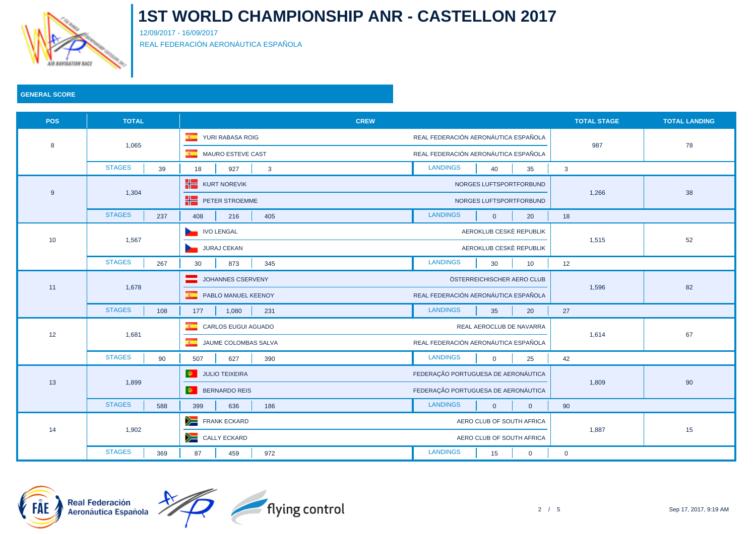# 1ST WORLD CHAMPIONSHIP ANR - CASTELLON 2017

12/09/2017 - 16/09/2017

REAL FEDERACIÓN AERONÁUTICA ESPAÑOLA

## GENERAL SCORE

| POS | TOTAL | CREW | | TOTAL STAGE | TOTAL LANDING |
|---|---|---|---|---|---|
| 8 | 1,065 | YURI RABASA ROIG | REAL FEDERACIÓN AERONÁUTICA ESPAÑOLA | 987 | 78 |
| | | MAURO ESTEVE CAST | REAL FEDERACIÓN AERONÁUTICA ESPAÑOLA | | |
| | STAGES 39 | 18 / 927 / 3 | LANDINGS 40 / 35 / 3 | | |
| 9 | 1,304 | KURT NOREVIK | NORGES LUFTSPORTFORBUND | 1,266 | 38 |
| | | PETER STROEMME | NORGES LUFTSPORTFORBUND | | |
| | STAGES 237 | 408 / 216 / 405 | LANDINGS 0 / 20 / 18 | | |
| 10 | 1,567 | IVO LENGAL | AEROKLUB CESKÉ REPUBLIK | 1,515 | 52 |
| | | JURAJ CEKAN | AEROKLUB CESKÉ REPUBLIK | | |
| | STAGES 267 | 30 / 873 / 345 | LANDINGS 30 / 10 / 12 | | |
| 11 | 1,678 | JOHANNES CSERVENY | ÖSTERREICHISCHER AERO CLUB | 1,596 | 82 |
| | | PABLO MANUEL KEENOY | REAL FEDERACIÓN AERONÁUTICA ESPAÑOLA | | |
| | STAGES 108 | 177 / 1,080 / 231 | LANDINGS 35 / 20 / 27 | | |
| 12 | 1,681 | CARLOS EUGUI AGUADO | REAL AEROCLUB DE NAVARRA | 1,614 | 67 |
| | | JAUME COLOMBAS SALVA | REAL FEDERACIÓN AERONÁUTICA ESPAÑOLA | | |
| | STAGES 90 | 507 / 627 / 390 | LANDINGS 0 / 25 / 42 | | |
| 13 | 1,899 | JULIO TEIXEIRA | FEDERAÇÃO PORTUGUESA DE AERONÁUTICA | 1,809 | 90 |
| | | BERNARDO REIS | FEDERAÇÃO PORTUGUESA DE AERONÁUTICA | | |
| | STAGES 588 | 399 / 636 / 186 | LANDINGS 0 / 0 / 90 | | |
| 14 | 1,902 | FRANK ECKARD | AERO CLUB OF SOUTH AFRICA | 1,887 | 15 |
| | | CALLY ECKARD | AERO CLUB OF SOUTH AFRICA | | |
| | STAGES 369 | 87 / 459 / 972 | LANDINGS 15 / 0 / 0 | | |

Real Federación Aeronáutica Española

flying control

Sep 17, 2017, 9:19 AM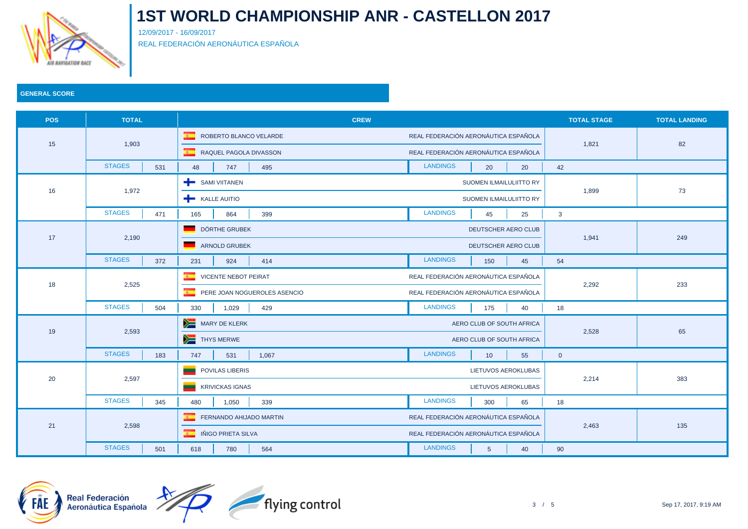# 1ST WORLD CHAMPIONSHIP ANR - CASTELLON 2017

12/09/2017 - 16/09/2017

REAL FEDERACIÓN AERONÁUTICA ESPAÑOLA

## GENERAL SCORE

| POS | TOTAL | CREW | | TOTAL STAGE | TOTAL LANDING |
|---|---|---|---|---|---|
| 15 | 1,903 | ROBERTO BLANCO VELARDE | REAL FEDERACIÓN AERONÁUTICA ESPAÑOLA | 1,821 | 82 |
| | | RAQUEL PAGOLA DIVASSON | REAL FEDERACIÓN AERONÁUTICA ESPAÑOLA | | |
| | STAGES 531 | 48 / 747 / 495 | LANDINGS 20 / 20 / 42 | | |
| 16 | 1,972 | SAMI VIITANEN | SUOMEN ILMAILULIITTO RY | 1,899 | 73 |
| | | KALLE AUITIO | SUOMEN ILMAILULIITTO RY | | |
| | STAGES 471 | 165 / 864 / 399 | LANDINGS 45 / 25 / 3 | | |
| 17 | 2,190 | DÖRTHE GRUBEK | DEUTSCHER AERO CLUB | 1,941 | 249 |
| | | ARNOLD GRUBEK | DEUTSCHER AERO CLUB | | |
| | STAGES 372 | 231 / 924 / 414 | LANDINGS 150 / 45 / 54 | | |
| 18 | 2,525 | VICENTE NEBOT PEIRAT | REAL FEDERACIÓN AERONÁUTICA ESPAÑOLA | 2,292 | 233 |
| | | PERE JOAN NOGUEROLES ASENCIO | REAL FEDERACIÓN AERONÁUTICA ESPAÑOLA | | |
| | STAGES 504 | 330 / 1,029 / 429 | LANDINGS 175 / 40 / 18 | | |
| 19 | 2,593 | MARY DE KLERK | AERO CLUB OF SOUTH AFRICA | 2,528 | 65 |
| | | THYS MERWE | AERO CLUB OF SOUTH AFRICA | | |
| | STAGES 183 | 747 / 531 / 1,067 | LANDINGS 10 / 55 / 0 | | |
| 20 | 2,597 | POVILAS LIBERIS | LIETUVOS AEROKLUBAS | 2,214 | 383 |
| | | KRIVICKAS IGNAS | LIETUVOS AEROKLUBAS | | |
| | STAGES 345 | 480 / 1,050 / 339 | LANDINGS 300 / 65 / 18 | | |
| 21 | 2,598 | FERNANDO AHIJADO MARTIN | REAL FEDERACIÓN AERONÁUTICA ESPAÑOLA | 2,463 | 135 |
| | | IÑIGO PRIETA SILVA | REAL FEDERACIÓN AERONÁUTICA ESPAÑOLA | | |
| | STAGES 501 | 618 / 780 / 564 | LANDINGS 5 / 40 / 90 | | |

Sep 17, 2017, 9:19 AM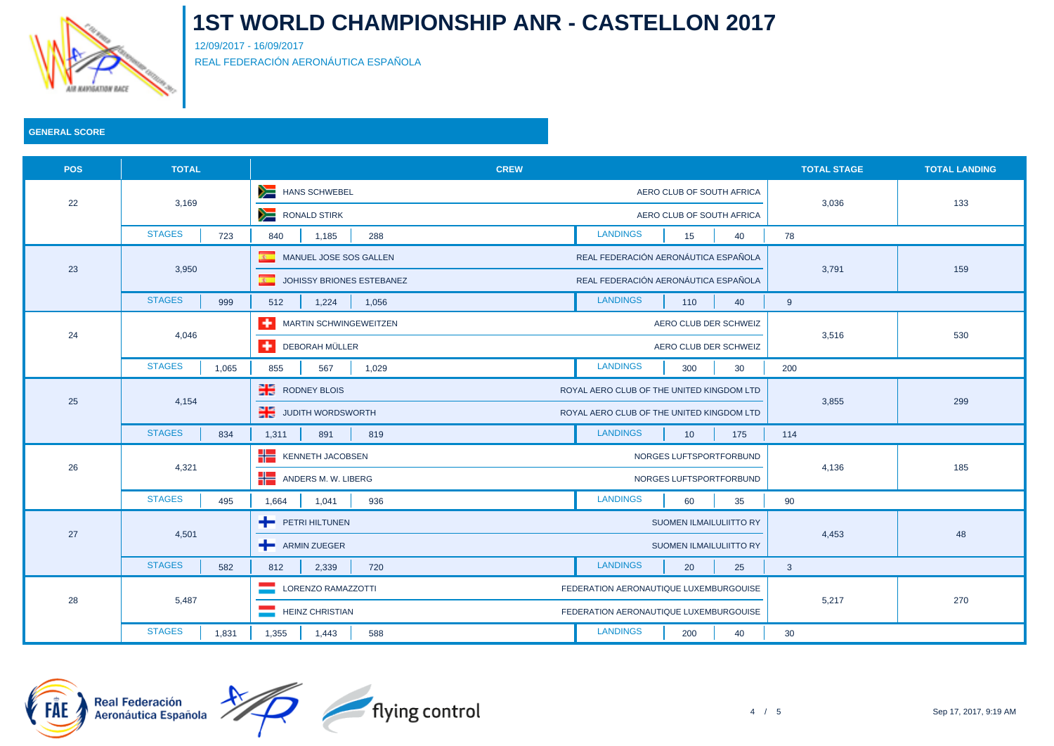# 1ST WORLD CHAMPIONSHIP ANR - CASTELLON 2017

12/09/2017 - 16/09/2017

REAL FEDERACIÓN AERONÁUTICA ESPAÑOLA

## GENERAL SCORE

| POS | TOTAL | CREW | | TOTAL STAGE | TOTAL LANDING |
|---|---|---|---|---|---|
| 22 | 3,169 | HANS SCHWEBEL | AERO CLUB OF SOUTH AFRICA | 3,036 | 133 |
| | | RONALD STIRK | AERO CLUB OF SOUTH AFRICA | | |
| | STAGES 723 | 840 / 1,185 / 288 | LANDINGS 15 / 40 / 78 | | |
| 23 | 3,950 | MANUEL JOSE SOS GALLEN | REAL FEDERACIÓN AERONÁUTICA ESPAÑOLA | 3,791 | 159 |
| | | JOHISSY BRIONES ESTEBANEZ | REAL FEDERACIÓN AERONÁUTICA ESPAÑOLA | | |
| | STAGES 999 | 512 / 1,224 / 1,056 | LANDINGS 110 / 40 / 9 | | |
| 24 | 4,046 | MARTIN SCHWINGEWEITZEN | AERO CLUB DER SCHWEIZ | 3,516 | 530 |
| | | DEBORAH MÜLLER | AERO CLUB DER SCHWEIZ | | |
| | STAGES 1,065 | 855 / 567 / 1,029 | LANDINGS 300 / 30 / 200 | | |
| 25 | 4,154 | RODNEY BLOIS | ROYAL AERO CLUB OF THE UNITED KINGDOM LTD | 3,855 | 299 |
| | | JUDITH WORDSWORTH | ROYAL AERO CLUB OF THE UNITED KINGDOM LTD | | |
| | STAGES 834 | 1,311 / 891 / 819 | LANDINGS 10 / 175 / 114 | | |
| 26 | 4,321 | KENNETH JACOBSEN | NORGES LUFTSPORTFORBUND | 4,136 | 185 |
| | | ANDERS M. W. LIBERG | NORGES LUFTSPORTFORBUND | | |
| | STAGES 495 | 1,664 / 1,041 / 936 | LANDINGS 60 / 35 / 90 | | |
| 27 | 4,501 | PETRI HILTUNEN | SUOMEN ILMAILULIITTO RY | 4,453 | 48 |
| | | ARMIN ZUEGER | SUOMEN ILMAILULIITTO RY | | |
| | STAGES 582 | 812 / 2,339 / 720 | LANDINGS 20 / 25 / 3 | | |
| 28 | 5,487 | LORENZO RAMAZZOTTI | FEDERATION AERONAUTIQUE LUXEMBURGOUISE | 5,217 | 270 |
| | | HEINZ CHRISTIAN | FEDERATION AERONAUTIQUE LUXEMBURGOUISE | | |
| | STAGES 1,831 | 1,355 / 1,443 / 588 | LANDINGS 200 / 40 / 30 | | |

Sep 17, 2017, 9:19 AM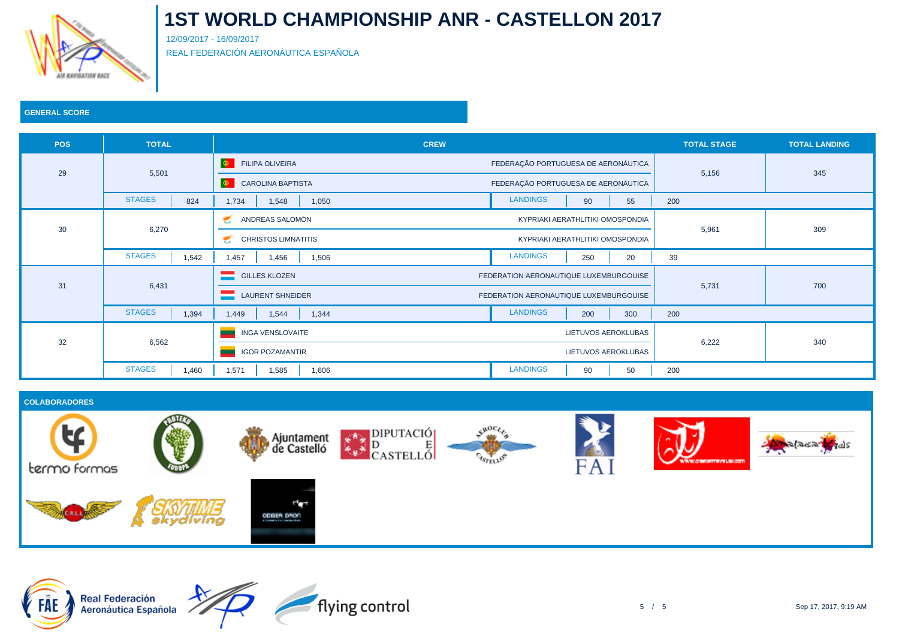# 1ST WORLD CHAMPIONSHIP ANR - CASTELLON 2017

12/09/2017 - 16/09/2017

REAL FEDERACIÓN AERONÁUTICA ESPAÑOLA

## GENERAL SCORE

| POS | TOTAL | CREW | | TOTAL STAGE | TOTAL LANDING |
|---|---|---|---|---|---|
| 29 | 5,501 | FILIPA OLIVEIRA | FEDERAÇÃO PORTUGUESA DE AERONÁUTICA | 5,156 | 345 |
| | | CAROLINA BAPTISTA | FEDERAÇÃO PORTUGUESA DE AERONÁUTICA | | |
| | STAGES 824 | 1,734 / 1,548 / 1,050 | LANDINGS 90 / 55 / 200 | | |
| 30 | 6,270 | ANDREAS SALOMÓN | KYPRIAKI AERATHLITIKI OMOSPONDIA | 5,961 | 309 |
| | | CHRISTOS LIMNATITIS | KYPRIAKI AERATHLITIKI OMOSPONDIA | | |
| | STAGES 1,542 | 1,457 / 1,456 / 1,506 | LANDINGS 250 / 20 / 39 | | |
| 31 | 6,431 | GILLES KLOZEN | FEDERATION AERONAUTIQUE LUXEMBURGOUISE | 5,731 | 700 |
| | | LAURENT SHNEIDER | FEDERATION AERONAUTIQUE LUXEMBURGOUISE | | |
| | STAGES 1,394 | 1,449 / 1,544 / 1,344 | LANDINGS 200 / 300 / 200 | | |
| 32 | 6,562 | INGA VENSLOVAITE | LIETUVOS AEROKLUBAS | 6,222 | 340 |
| | | IGOR POZAMANTIR | LIETUVOS AEROKLUBAS | | |
| | STAGES 1,460 | 1,571 / 1,585 / 1,606 | LANDINGS 90 / 50 / 200 | | |

## COLABORADORES

termo formas · PROTEKU EUROPA · Ajuntament de Castelló · DIPUTACIÓ DE CASTELLÓ · AEROCLUB CASTELLON · FAI · www.dienamaysust.com · MalacaKids · C.A.L.L. · SKYTIME skydiving · ODISEA DRON

Real Federación Aeronáutica Española · flying control

Sep 17, 2017, 9:19 AM